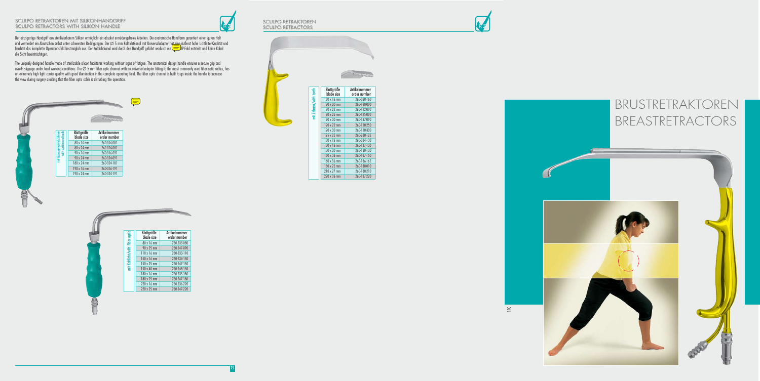## SCULPO RETRAKTOREN MIT SILIKONHANDGRIFF
## SCULPO RETRACTORS WITH SILIKON HANDLE

Der einzigartige Handgriff aus sterilisierbarem Silikon ermöglicht ein absolut ermüdungsfreies Arbeiten. Die anatomische Handform garantiert einen guten Halt und vermeidet ein Abrutschen selbst unter schwersten Bedingungen. Der Ø 5 mm Kaltlichtkanal mit Universaladapter hat eine äußerst hohe Lichtleiter-Qualität und leuchtet das komplette Operationsfeld bestmöglich aus. Der Kaltlichtkanal wird durch den Handgriff geführt wodurch ein freies OP-Feld entsteht und keine Kabel die Sicht beeinträchtigen.

The uniquely designed handle made of sterilizable silicon facilitates working without signs of fatigue. The anatomical design handle ensures a secure grip and avoids slippage under hard working conditions. The Ø 5 mm fiber optic channel with an universal adapter fitting to the most commonly used fiber optic cables, has an extremely high light carrier quality with good illumination in the complete operating field. The fiber optic channel is built to go inside the handle to increase the view during surgery avoiding that the fiber optic cable is disturbing the operation.

mit Absaugung und Zähnen / with suction and teeth

| Blattgröße blade size | Artikelnummer order number |
|---|---|
| 80 x 16 mm | 260-316-081 |
| 80 x 24 mm | 260-324-081 |
| 90 x 16 mm | 260-316-091 |
| 90 x 24 mm | 260-324-091 |
| 180 x 24 mm | 260-324-181 |
| 190 x 16 mm | 260-316-191 |
| 190 x 24 mm | 260-324-191 |

mit Kaltlicht/with fiber optic

| Blattgröße blade size | Artikelnummer order number |
|---|---|
| 80 x 16 mm | 260-233-080 |
| 90 x 25 mm | 260-247-090 |
| 110 x 16 mm | 260-233-110 |
| 150 x 16 mm | 260-234-150 |
| 150 x 25 mm | 260-247-150 |
| 150 x 40 mm | 260-248-150 |
| 180 x 16 mm | 260-235-180 |
| 180 x 25 mm | 260-247-180 |
| 220 x 16 mm | 260-236-220 |
| 220 x 25 mm | 260-247-220 |

## SCULPO RETRAKTOREN
## SCULPO RETRACTORS

mit Zähnen/with teeth

| Blattgröße blade size | Artikelnummer order number |
|---|---|
| 80 x 16 mm | 260-080-160 |
| 90 x 20 mm | 260-120-090 |
| 90 x 22 mm | 260-122-090 |
| 90 x 25 mm | 260-125-090 |
| 90 x 30 mm | 260-137-090 |
| 120 x 22 mm | 260-120-250 |
| 120 x 30 mm | 260-120-300 |
| 125 x 25 mm | 260-230-125 |
| 130 x 16 mm | 260-034-130 |
| 130 x 16 mm | 260-137-130 |
| 130 x 30 mm | 260-130-130 |
| 150 x 36 mm | 260-137-150 |
| 160 x 36 mm | 260-136-162 |
| 180 x 25 mm | 260-130-010 |
| 210 x 27 mm | 260-130-210 |
| 220 x 36 mm | 260-137-220 |

# BRUSTRETRAKTOREN
# BREASTRETRACTORS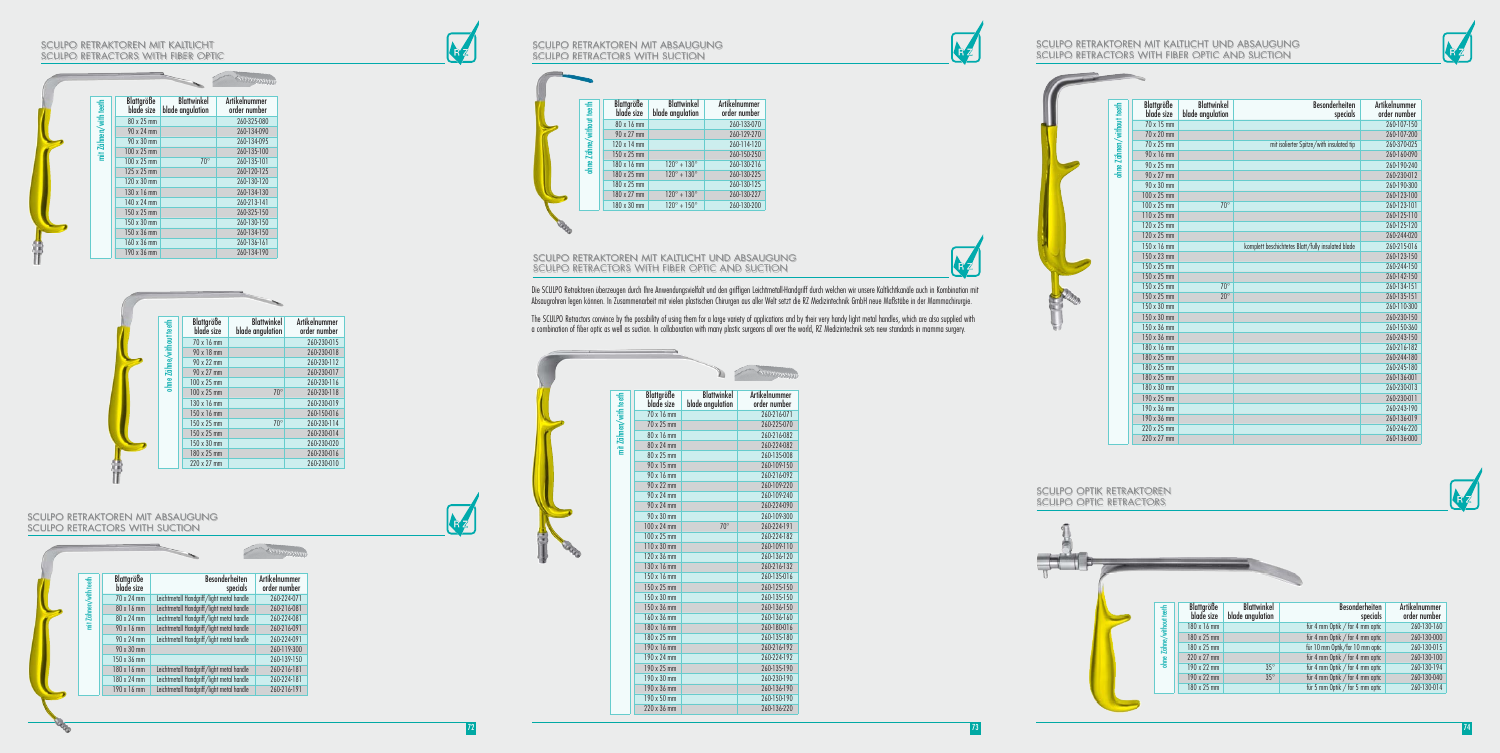## SCULPO RETRAKTOREN MIT KALTLICHT
## SCULPO RETRACTORS WITH FIBER OPTIC

| | Blattgröße blade size | Blattwinkel blade angulation | Artikelnummer order number |
|---|---|---|---|
| mit Zähnen/with teeth | 80 x 25 mm | | 260-325-080 |
| | 90 x 24 mm | | 260-134-090 |
| | 90 x 30 mm | | 260-134-095 |
| | 100 x 25 mm | | 260-135-100 |
| | 100 x 25 mm | 70° | 260-135-101 |
| | 125 x 25 mm | | 260-120-125 |
| | 120 x 30 mm | | 260-130-120 |
| | 130 x 16 mm | | 260-134-130 |
| | 140 x 24 mm | | 260-213-141 |
| | 150 x 25 mm | | 260-325-150 |
| | 150 x 30 mm | | 260-130-150 |
| | 150 x 36 mm | | 260-134-150 |
| | 160 x 36 mm | | 260-136-161 |
| | 190 x 36 mm | | 260-134-190 |

| | Blattgröße blade size | Blattwinkel blade angulation | Artikelnummer order number |
|---|---|---|---|
| ohne Zähne/without teeth | 70 x 16 mm | | 260-230-015 |
| | 90 x 18 mm | | 260-230-018 |
| | 90 x 22 mm | | 260-230-112 |
| | 90 x 27 mm | | 260-230-017 |
| | 100 x 25 mm | | 260-230-116 |
| | 100 x 25 mm | 70° | 260-230-118 |
| | 130 x 16 mm | | 260-230-019 |
| | 150 x 16 mm | | 260-150-016 |
| | 150 x 25 mm | 70° | 260-230-114 |
| | 150 x 25 mm | | 260-230-014 |
| | 150 x 30 mm | | 260-230-020 |
| | 180 x 25 mm | | 260-230-016 |
| | 220 x 27 mm | | 260-230-010 |

## SCULPO RETRAKTOREN MIT ABSAUGUNG
## SCULPO RETRACTORS WITH SUCTION

| | Blattgröße blade size | Besonderheiten specials | Artikelnummer order number |
|---|---|---|---|
| mit Zähnen/with teeth | 70 x 24 mm | Leichtmetall Handgriff/light metal handle | 260-224-071 |
| | 80 x 16 mm | Leichtmetall Handgriff/light metal handle | 260-216-081 |
| | 80 x 24 mm | Leichtmetall Handgriff/light metal handle | 260-224-081 |
| | 90 x 16 mm | Leichtmetall Handgriff/light metal handle | 260-216-091 |
| | 90 x 24 mm | Leichtmetall Handgriff/light metal handle | 260-224-091 |
| | 90 x 30 mm | | 260-119-300 |
| | 150 x 36 mm | | 260-139-150 |
| | 180 x 16 mm | Leichtmetall Handgriff/light metal handle | 260-216-181 |
| | 180 x 24 mm | Leichtmetall Handgriff/light metal handle | 260-224-181 |
| | 190 x 16 mm | Leichtmetall Handgriff/light metal handle | 260-216-191 |

## SCULPO RETRAKTOREN MIT ABSAUGUNG
## SCULPO RETRACTORS WITH SUCTION

| | Blattgröße blade size | Blattwinkel blade angulation | Artikelnummer order number |
|---|---|---|---|
| ohne Zähne/without teeth | 80 x 16 mm | | 260-133-070 |
| | 90 x 27 mm | | 260-129-270 |
| | 120 x 14 mm | | 260-114-120 |
| | 150 x 25 mm | | 260-150-250 |
| | 180 x 16 mm | 120° + 130° | 260-130-216 |
| | 180 x 25 mm | 120° + 130° | 260-130-225 |
| | 180 x 25 mm | | 260-130-125 |
| | 180 x 27 mm | 120° + 130° | 260-130-227 |
| | 180 x 30 mm | 120° + 150° | 260-130-200 |

## SCULPO RETRAKTOREN MIT KALTLICHT UND ABSAUGUNG
## SCULPO RETRACTORS WITH FIBER OPTIC AND SUCTION

Die SCULPO Retraktoren überzeugen durch Ihre Anwendungsvielfalt und den griffigen Leichtmetall-Handgriff durch welchen wir unsere Kaltlichtkanäle auch in Kombination mit Absaugrohren legen können. In Zusammenarbeit mit vielen plastischen Chirurgen aus aller Welt setzt die RZ Medizintechnik GmbH neue Maßstäbe in der Mammachirurgie.

The SCULPO Retractors convince by the possibility of using them for a large variety of applications and by their very handy light metal handles, which are also supplied with a combination of fiber optic as well as suction. In collaboration with many plastic surgeons all over the world, RZ Medizintechnik sets new standards in mamma surgery.

| | Blattgröße blade size | Blattwinkel blade angulation | Artikelnummer order number |
|---|---|---|---|
| mit Zähnen/with teeth | 70 x 16 mm | | 260-216-071 |
| | 70 x 25 mm | | 260-225-070 |
| | 80 x 16 mm | | 260-216-082 |
| | 80 x 24 mm | | 260-224-082 |
| | 80 x 25 mm | | 260-135-008 |
| | 90 x 15 mm | | 260-109-150 |
| | 90 x 16 mm | | 260-216-092 |
| | 90 x 22 mm | | 260-109-220 |
| | 90 x 24 mm | | 260-109-240 |
| | 90 x 24 mm | | 260-224-090 |
| | 90 x 30 mm | | 260-109-300 |
| | 100 x 24 mm | 70° | 260-224-191 |
| | 100 x 25 mm | | 260-224-182 |
| | 110 x 30 mm | | 260-109-110 |
| | 120 x 36 mm | | 260-136-120 |
| | 130 x 16 mm | | 260-216-132 |
| | 150 x 16 mm | | 260-135-016 |
| | 150 x 25 mm | | 260-125-150 |
| | 150 x 30 mm | | 260-135-150 |
| | 150 x 36 mm | | 260-136-150 |
| | 160 x 36 mm | | 260-136-160 |
| | 180 x 16 mm | | 260-180-016 |
| | 180 x 25 mm | | 260-135-180 |
| | 190 x 16 mm | | 260-216-192 |
| | 190 x 24 mm | | 260-224-192 |
| | 190 x 25 mm | | 260-135-190 |
| | 190 x 30 mm | | 260-230-190 |
| | 190 x 36 mm | | 260-136-190 |
| | 190 x 50 mm | | 260-150-190 |
| | 220 x 36 mm | | 260-136-220 |

## SCULPO RETRAKTOREN MIT KALTLICHT UND ABSAUGUNG
## SCULPO RETRACTORS WITH FIBER OPTIC AND SUCTION

| | Blattgröße blade size | Blattwinkel blade angulation | Besonderheiten specials | Artikelnummer order number |
|---|---|---|---|---|
| ohne Zähne/without teeth | 70 x 15 mm | | | 260-107-150 |
| | 70 x 20 mm | | | 260-107-200 |
| | 70 x 25 mm | | mit isolierter Spitze/with insulated tip | 260-370-025 |
| | 90 x 16 mm | | | 260-160-090 |
| | 90 x 25 mm | | | 260-190-240 |
| | 90 x 27 mm | | | 260-230-012 |
| | 90 x 30 mm | | | 260-190-300 |
| | 100 x 25 mm | | | 260-123-100 |
| | 100 x 25 mm | 70° | | 260-123-101 |
| | 110 x 25 mm | | | 260-125-110 |
| | 120 x 25 mm | | | 260-125-120 |
| | 120 x 25 mm | | | 260-244-020 |
| | 150 x 16 mm | | komplett beschichtetes Blatt/fully insulated blade | 260-215-016 |
| | 150 x 23 mm | | | 260-123-150 |
| | 150 x 25 mm | | | 260-244-150 |
| | 150 x 25 mm | | | 260-142-150 |
| | 150 x 25 mm | 70° | | 260-134-151 |
| | 150 x 25 mm | 20° | | 260-135-151 |
| | 150 x 30 mm | | | 260-110-300 |
| | 150 x 30 mm | | | 260-230-150 |
| | 150 x 36 mm | | | 260-150-360 |
| | 150 x 36 mm | | | 260-243-150 |
| | 180 x 16 mm | | | 260-216-182 |
| | 180 x 25 mm | | | 260-244-180 |
| | 180 x 25 mm | | | 260-245-180 |
| | 180 x 25 mm | | | 260-136-001 |
| | 180 x 30 mm | | | 260-230-013 |
| | 190 x 25 mm | | | 260-230-011 |
| | 190 x 36 mm | | | 260-243-190 |
| | 190 x 36 mm | | | 260-136-019 |
| | 220 x 25 mm | | | 260-246-220 |
| | 220 x 27 mm | | | 260-136-000 |

## SCULPO OPTIK RETRAKTOREN
## SCULPO OPTIC RETRACTORS

| | Blattgröße blade size | Blattwinkel blade angulation | Besonderheiten specials | Artikelnummer order number |
|---|---|---|---|---|
| ohne Zähne/without teeth | 180 x 16 mm | | für 4 mm Optik / for 4 mm optic | 260-130-160 |
| | 180 x 25 mm | | für 4 mm Optik / for 4 mm optic | 260-130-000 |
| | 180 x 25 mm | | für 10 mm Optik/for 10 mm optic | 260-130-015 |
| | 220 x 27 mm | | für 4 mm Optik / for 4 mm optic | 260-130-100 |
| | 190 x 22 mm | 35° | für 4 mm Optik / for 4 mm optic | 260-130-194 |
| | 190 x 22 mm | 35° | für 4 mm Optik / for 4 mm optic | 260-130-040 |
| | 180 x 25 mm | | für 5 mm Optik / for 5 mm optic | 260-130-014 |